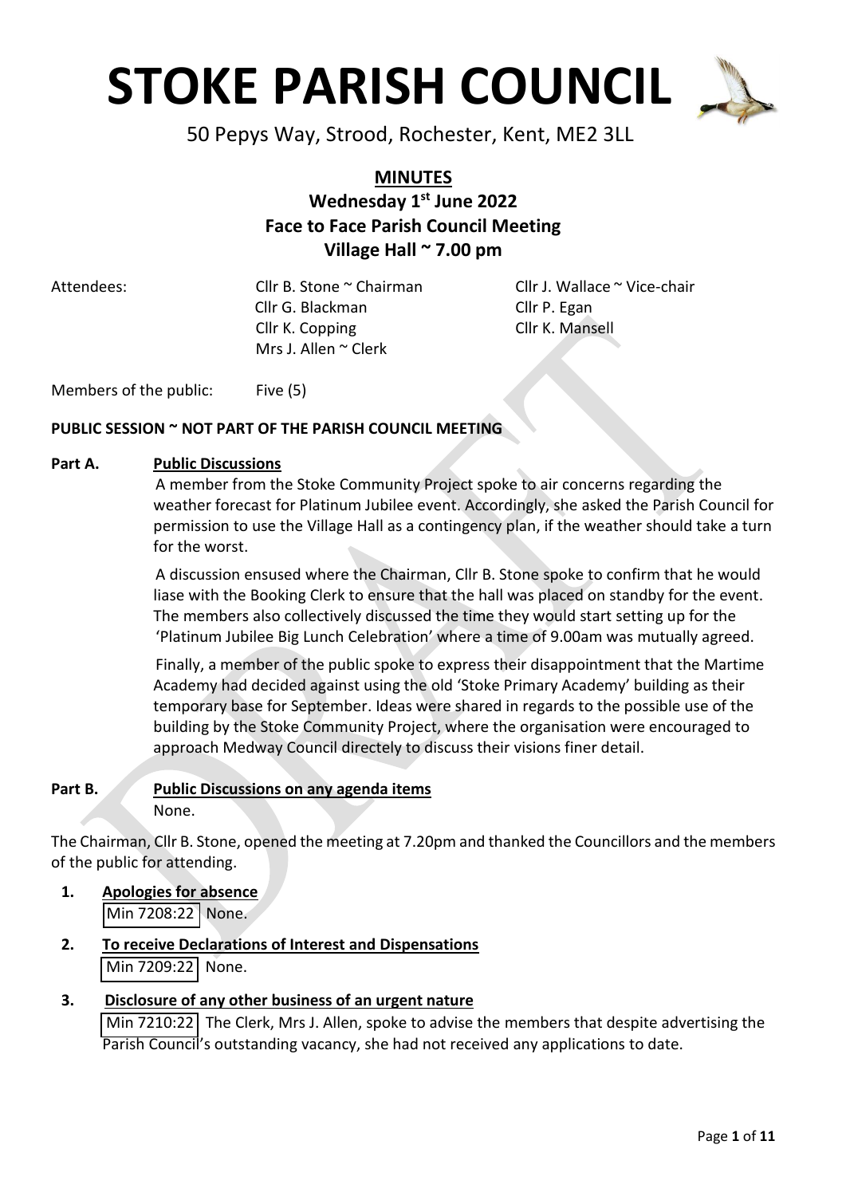# STOKE PARISH COUNCIL

50 Pepys Way, Strood, Rochester, Kent, ME2 3LL

## MINUTES

### Wednesday 1st June 2022
### Face to Face Parish Council Meeting
### Village Hall ~ 7.00 pm

| Attendees: | Cllr B. Stone ~ Chairman | Cllr J. Wallace ~ Vice-chair |
|---|---|---|
| | Cllr G. Blackman | Cllr P. Egan |
| | Cllr K. Copping | Cllr K. Mansell |
| | Mrs J. Allen ~ Clerk | |

Members of the public: Five (5)

**PUBLIC SESSION ~ NOT PART OF THE PARISH COUNCIL MEETING**

**Part A. Public Discussions**

A member from the Stoke Community Project spoke to air concerns regarding the weather forecast for Platinum Jubilee event. Accordingly, she asked the Parish Council for permission to use the Village Hall as a contingency plan, if the weather should take a turn for the worst.

A discussion ensued where the Chairman, Cllr B. Stone spoke to confirm that he would liase with the Booking Clerk to ensure that the hall was placed on standby for the event. The members also collectively discussed the time they would start setting up for the 'Platinum Jubilee Big Lunch Celebration' where a time of 9.00am was mutually agreed.

Finally, a member of the public spoke to express their disappointment that the Martime Academy had decided against using the old 'Stoke Primary Academy' building as their temporary base for September. Ideas were shared in regards to the possible use of the building by the Stoke Community Project, where the organisation were encouraged to approach Medway Council directely to discuss their visions finer detail.

**Part B. Public Discussions on any agenda items**

None.

The Chairman, Cllr B. Stone, opened the meeting at 7.20pm and thanked the Councillors and the members of the public for attending.

1. **Apologies for absence**

   Min 7208:22 None.

2. **To receive Declarations of Interest and Dispensations**

   Min 7209:22 None.

3. **Disclosure of any other business of an urgent nature**

   Min 7210:22 The Clerk, Mrs J. Allen, spoke to advise the members that despite advertising the Parish Council's outstanding vacancy, she had not received any applications to date.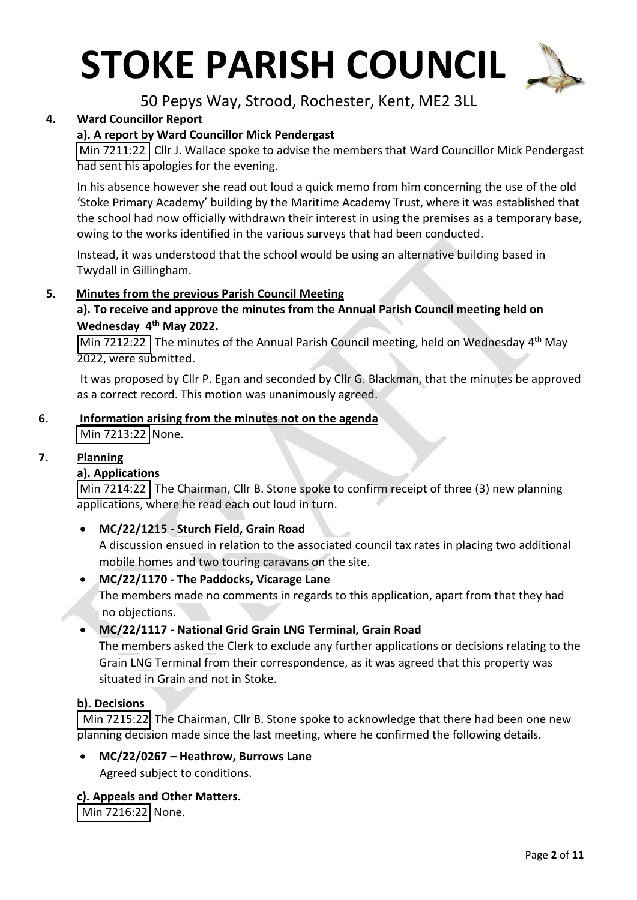# STOKE PARISH COUNCIL

50 Pepys Way, Strood, Rochester, Kent, ME2 3LL

## 4. Ward Councillor Report

### a). A report by Ward Councillor Mick Pendergast

Min 7211:22 Cllr J. Wallace spoke to advise the members that Ward Councillor Mick Pendergast had sent his apologies for the evening.

In his absence however she read out loud a quick memo from him concerning the use of the old 'Stoke Primary Academy' building by the Maritime Academy Trust, where it was established that the school had now officially withdrawn their interest in using the premises as a temporary base, owing to the works identified in the various surveys that had been conducted.

Instead, it was understood that the school would be using an alternative building based in Twydall in Gillingham.

## 5. Minutes from the previous Parish Council Meeting

### a). To receive and approve the minutes from the Annual Parish Council meeting held on Wednesday 4th May 2022.

Min 7212:22 The minutes of the Annual Parish Council meeting, held on Wednesday 4th May 2022, were submitted.

It was proposed by Cllr P. Egan and seconded by Cllr G. Blackman, that the minutes be approved as a correct record. This motion was unanimously agreed.

## 6. Information arising from the minutes not on the agenda

Min 7213:22 None.

## 7. Planning

### a). Applications

Min 7214:22 The Chairman, Cllr B. Stone spoke to confirm receipt of three (3) new planning applications, where he read each out loud in turn.

- **MC/22/1215 - Sturch Field, Grain Road**
  A discussion ensued in relation to the associated council tax rates in placing two additional mobile homes and two touring caravans on the site.
- **MC/22/1170 - The Paddocks, Vicarage Lane**
  The members made no comments in regards to this application, apart from that they had no objections.
- **MC/22/1117 - National Grid Grain LNG Terminal, Grain Road**
  The members asked the Clerk to exclude any further applications or decisions relating to the Grain LNG Terminal from their correspondence, as it was agreed that this property was situated in Grain and not in Stoke.

### b). Decisions

Min 7215:22 The Chairman, Cllr B. Stone spoke to acknowledge that there had been one new planning decision made since the last meeting, where he confirmed the following details.

- **MC/22/0267 – Heathrow, Burrows Lane**
  Agreed subject to conditions.

### c). Appeals and Other Matters.

Min 7216:22 None.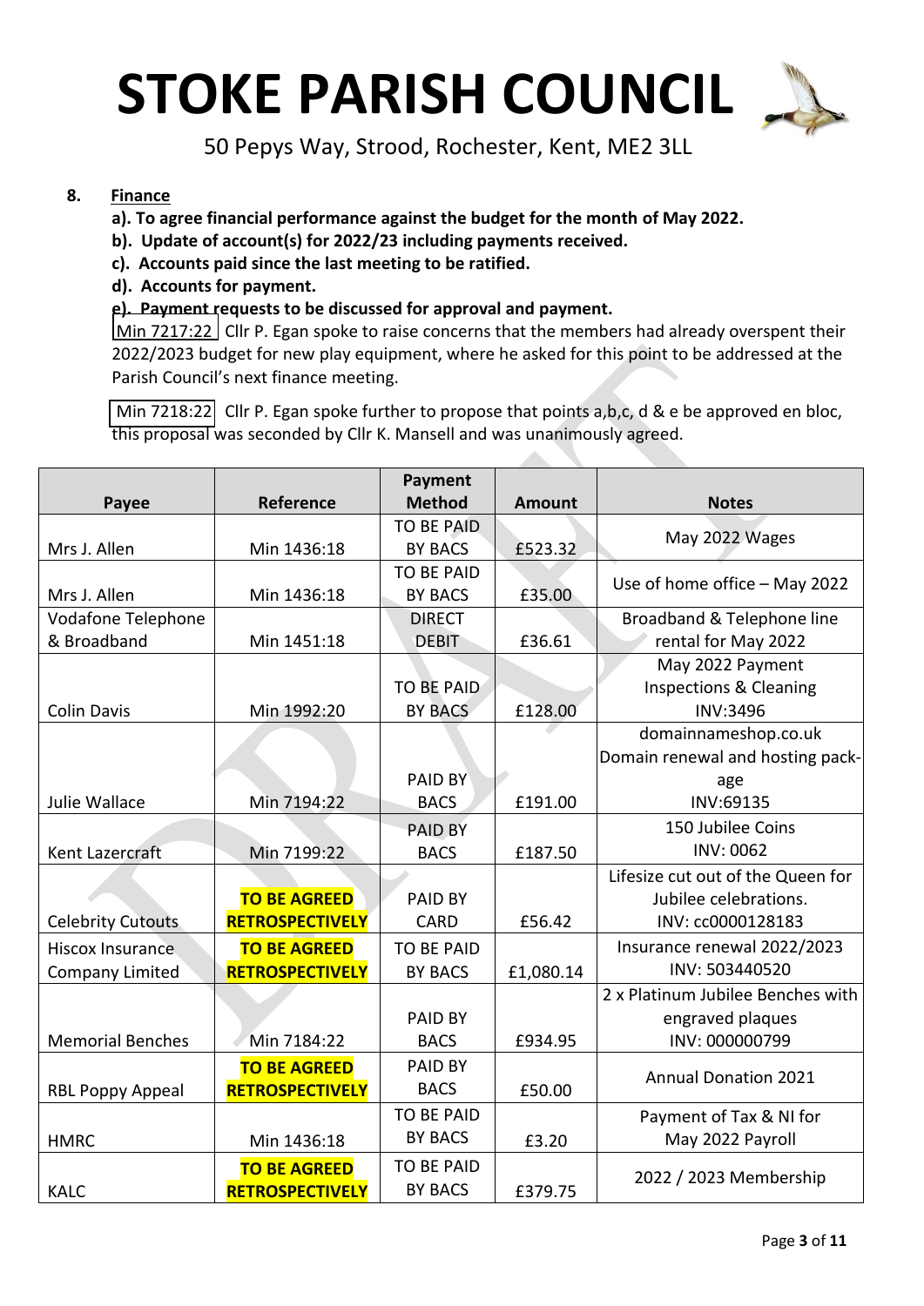# STOKE PARISH COUNCIL

50 Pepys Way, Strood, Rochester, Kent, ME2 3LL

8. **Finance**

   **a). To agree financial performance against the budget for the month of May 2022.**

   **b). Update of account(s) for 2022/23 including payments received.**

   **c). Accounts paid since the last meeting to be ratified.**

   **d). Accounts for payment.**

   **e). Payment requests to be discussed for approval and payment.**

   Min 7217:22 Cllr P. Egan spoke to raise concerns that the members had already overspent their 2022/2023 budget for new play equipment, where he asked for this point to be addressed at the Parish Council's next finance meeting.

   Min 7218:22 Cllr P. Egan spoke further to propose that points a,b,c, d & e be approved en bloc, this proposal was seconded by Cllr K. Mansell and was unanimously agreed.

| Payee | Reference | Payment Method | Amount | Notes |
|---|---|---|---|---|
| Mrs J. Allen | Min 1436:18 | TO BE PAID BY BACS | £523.32 | May 2022 Wages |
| Mrs J. Allen | Min 1436:18 | TO BE PAID BY BACS | £35.00 | Use of home office – May 2022 |
| Vodafone Telephone & Broadband | Min 1451:18 | DIRECT DEBIT | £36.61 | Broadband & Telephone line rental for May 2022 |
| Colin Davis | Min 1992:20 | TO BE PAID BY BACS | £128.00 | May 2022 Payment Inspections & Cleaning INV:3496 |
| Julie Wallace | Min 7194:22 | PAID BY BACS | £191.00 | domainnameshop.co.uk Domain renewal and hosting package INV:69135 |
| Kent Lazercraft | Min 7199:22 | PAID BY BACS | £187.50 | 150 Jubilee Coins INV: 0062 |
| Celebrity Cutouts | **TO BE AGREED RETROSPECTIVELY** | PAID BY CARD | £56.42 | Lifesize cut out of the Queen for Jubilee celebrations. INV: cc0000128183 |
| Hiscox Insurance Company Limited | **TO BE AGREED RETROSPECTIVELY** | TO BE PAID BY BACS | £1,080.14 | Insurance renewal 2022/2023 INV: 503440520 |
| Memorial Benches | Min 7184:22 | PAID BY BACS | £934.95 | 2 x Platinum Jubilee Benches with engraved plaques INV: 000000799 |
| RBL Poppy Appeal | **TO BE AGREED RETROSPECTIVELY** | PAID BY BACS | £50.00 | Annual Donation 2021 |
| HMRC | Min 1436:18 | TO BE PAID BY BACS | £3.20 | Payment of Tax & NI for May 2022 Payroll |
| KALC | **TO BE AGREED RETROSPECTIVELY** | TO BE PAID BY BACS | £379.75 | 2022 / 2023 Membership |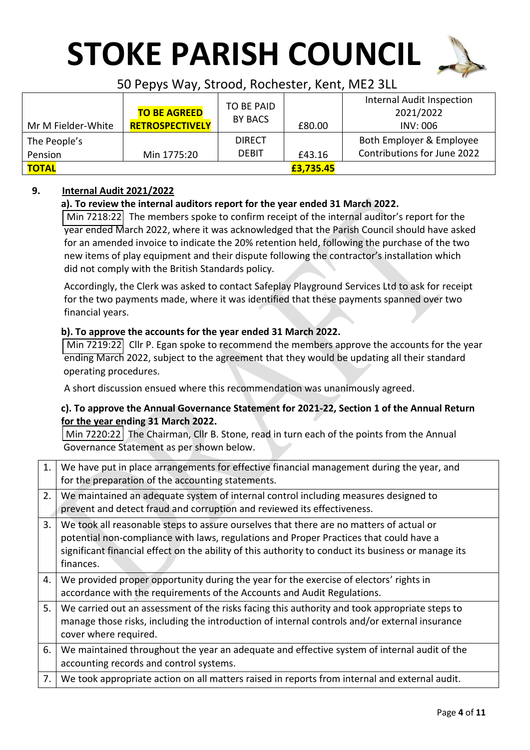# STOKE PARISH COUNCIL

50 Pepys Way, Strood, Rochester, Kent, ME2 3LL

| | | | | |
|---|---|---|---|---|
| Mr M Fielder-White | **TO BE AGREED RETROSPECTIVELY** | TO BE PAID BY BACS | £80.00 | Internal Audit Inspection 2021/2022 INV: 006 |
| The People's Pension | Min 1775:20 | DIRECT DEBIT | £43.16 | Both Employer & Employee Contributions for June 2022 |
| **TOTAL** | | | **£3,735.45** | |

**9. Internal Audit 2021/2022**

**a). To review the internal auditors report for the year ended 31 March 2022.**

Min 7218:22 The members spoke to confirm receipt of the internal auditor's report for the year ended March 2022, where it was acknowledged that the Parish Council should have asked for an amended invoice to indicate the 20% retention held, following the purchase of the two new items of play equipment and their dispute following the contractor's installation which did not comply with the British Standards policy.

Accordingly, the Clerk was asked to contact Safeplay Playground Services Ltd to ask for receipt for the two payments made, where it was identified that these payments spanned over two financial years.

**b). To approve the accounts for the year ended 31 March 2022.**

Min 7219:22 Cllr P. Egan spoke to recommend the members approve the accounts for the year ending March 2022, subject to the agreement that they would be updating all their standard operating procedures.

A short discussion ensued where this recommendation was unanimously agreed.

**c). To approve the Annual Governance Statement for 2021-22, Section 1 of the Annual Return for the year ending 31 March 2022.**

Min 7220:22 The Chairman, Cllr B. Stone, read in turn each of the points from the Annual Governance Statement as per shown below.

| | |
|---|---|
| 1. | We have put in place arrangements for effective financial management during the year, and for the preparation of the accounting statements. |
| 2. | We maintained an adequate system of internal control including measures designed to prevent and detect fraud and corruption and reviewed its effectiveness. |
| 3. | We took all reasonable steps to assure ourselves that there are no matters of actual or potential non-compliance with laws, regulations and Proper Practices that could have a significant financial effect on the ability of this authority to conduct its business or manage its finances. |
| 4. | We provided proper opportunity during the year for the exercise of electors' rights in accordance with the requirements of the Accounts and Audit Regulations. |
| 5. | We carried out an assessment of the risks facing this authority and took appropriate steps to manage those risks, including the introduction of internal controls and/or external insurance cover where required. |
| 6. | We maintained throughout the year an adequate and effective system of internal audit of the accounting records and control systems. |
| 7. | We took appropriate action on all matters raised in reports from internal and external audit. |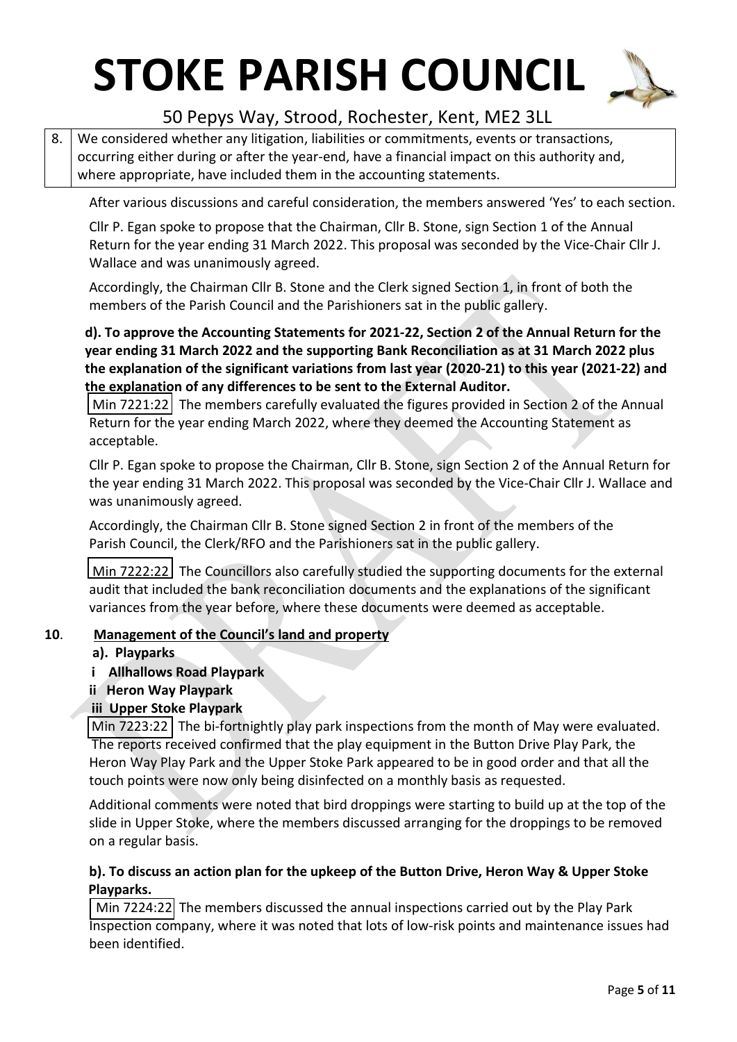| 8. | We considered whether any litigation, liabilities or commitments, events or transactions, occurring either during or after the year-end, have a financial impact on this authority and, where appropriate, have included them in the accounting statements. |
|---|---|

After various discussions and careful consideration, the members answered 'Yes' to each section.

Cllr P. Egan spoke to propose that the Chairman, Cllr B. Stone, sign Section 1 of the Annual Return for the year ending 31 March 2022. This proposal was seconded by the Vice-Chair Cllr J. Wallace and was unanimously agreed.

Accordingly, the Chairman Cllr B. Stone and the Clerk signed Section 1, in front of both the members of the Parish Council and the Parishioners sat in the public gallery.

**d). To approve the Accounting Statements for 2021-22, Section 2 of the Annual Return for the year ending 31 March 2022 and the supporting Bank Reconciliation as at 31 March 2022 plus the explanation of the significant variations from last year (2020-21) to this year (2021-22) and the explanation of any differences to be sent to the External Auditor.**

Min 7221:22 The members carefully evaluated the figures provided in Section 2 of the Annual Return for the year ending March 2022, where they deemed the Accounting Statement as acceptable.

Cllr P. Egan spoke to propose the Chairman, Cllr B. Stone, sign Section 2 of the Annual Return for the year ending 31 March 2022. This proposal was seconded by the Vice-Chair Cllr J. Wallace and was unanimously agreed.

Accordingly, the Chairman Cllr B. Stone signed Section 2 in front of the members of the Parish Council, the Clerk/RFO and the Parishioners sat in the public gallery.

Min 7222:22 The Councillors also carefully studied the supporting documents for the external audit that included the bank reconciliation documents and the explanations of the significant variances from the year before, where these documents were deemed as acceptable.

**10. Management of the Council's land and property**

**a). Playparks**

**i Allhallows Road Playpark**

**ii Heron Way Playpark**

**iii Upper Stoke Playpark**

Min 7223:22 The bi-fortnightly play park inspections from the month of May were evaluated. The reports received confirmed that the play equipment in the Button Drive Play Park, the Heron Way Play Park and the Upper Stoke Park appeared to be in good order and that all the touch points were now only being disinfected on a monthly basis as requested.

Additional comments were noted that bird droppings were starting to build up at the top of the slide in Upper Stoke, where the members discussed arranging for the droppings to be removed on a regular basis.

**b). To discuss an action plan for the upkeep of the Button Drive, Heron Way & Upper Stoke Playparks.**

Min 7224:22 The members discussed the annual inspections carried out by the Play Park Inspection company, where it was noted that lots of low-risk points and maintenance issues had been identified.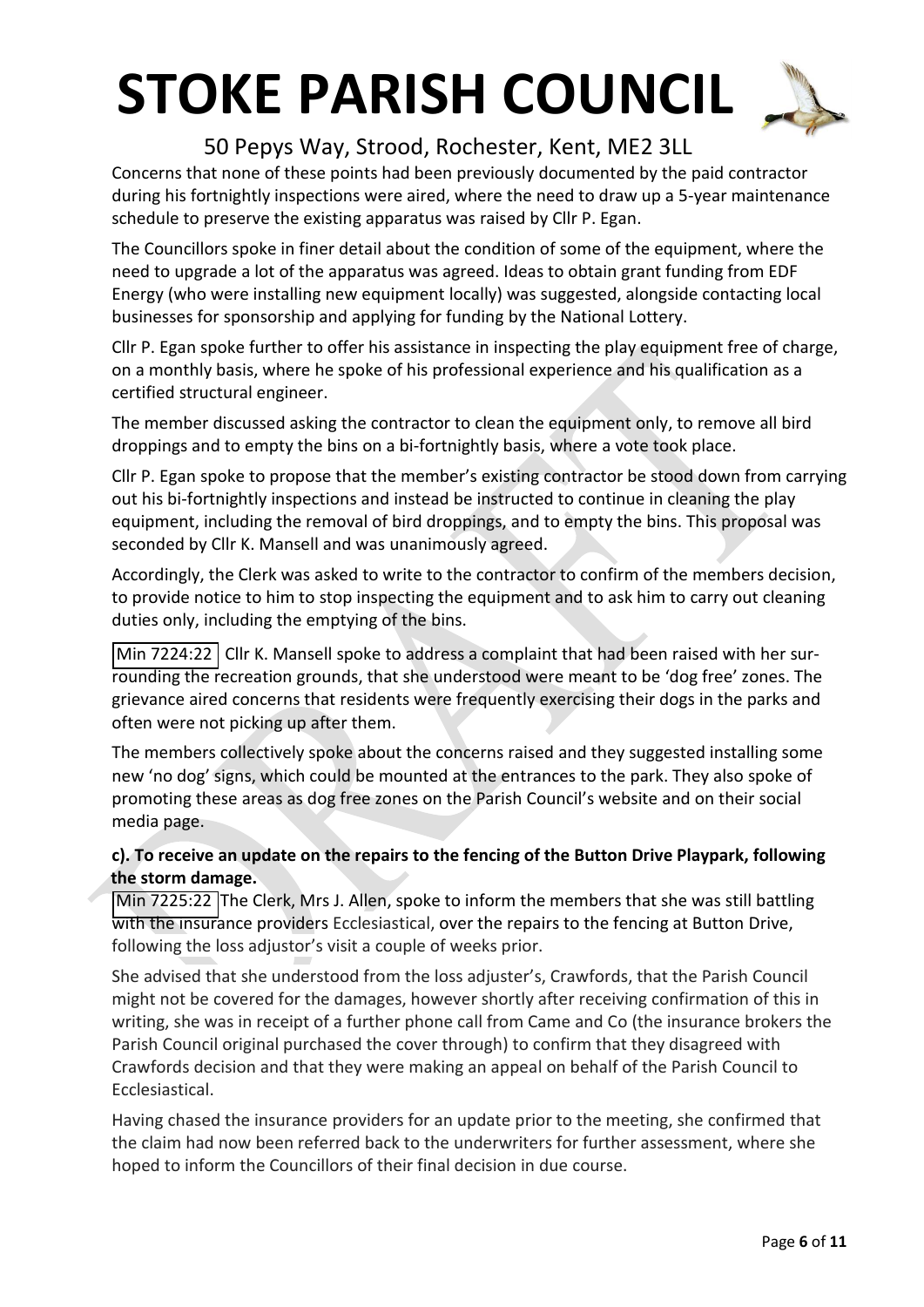Concerns that none of these points had been previously documented by the paid contractor during his fortnightly inspections were aired, where the need to draw up a 5-year maintenance schedule to preserve the existing apparatus was raised by Cllr P. Egan.

The Councillors spoke in finer detail about the condition of some of the equipment, where the need to upgrade a lot of the apparatus was agreed. Ideas to obtain grant funding from EDF Energy (who were installing new equipment locally) was suggested, alongside contacting local businesses for sponsorship and applying for funding by the National Lottery.

Cllr P. Egan spoke further to offer his assistance in inspecting the play equipment free of charge, on a monthly basis, where he spoke of his professional experience and his qualification as a certified structural engineer.

The member discussed asking the contractor to clean the equipment only, to remove all bird droppings and to empty the bins on a bi-fortnightly basis, where a vote took place.

Cllr P. Egan spoke to propose that the member's existing contractor be stood down from carrying out his bi-fortnightly inspections and instead be instructed to continue in cleaning the play equipment, including the removal of bird droppings, and to empty the bins. This proposal was seconded by Cllr K. Mansell and was unanimously agreed.

Accordingly, the Clerk was asked to write to the contractor to confirm of the members decision, to provide notice to him to stop inspecting the equipment and to ask him to carry out cleaning duties only, including the emptying of the bins.

Min 7224:22 Cllr K. Mansell spoke to address a complaint that had been raised with her surrounding the recreation grounds, that she understood were meant to be 'dog free' zones. The grievance aired concerns that residents were frequently exercising their dogs in the parks and often were not picking up after them.

The members collectively spoke about the concerns raised and they suggested installing some new 'no dog' signs, which could be mounted at the entrances to the park. They also spoke of promoting these areas as dog free zones on the Parish Council's website and on their social media page.

**c). To receive an update on the repairs to the fencing of the Button Drive Playpark, following the storm damage.**

Min 7225:22 The Clerk, Mrs J. Allen, spoke to inform the members that she was still battling with the insurance providers Ecclesiastical, over the repairs to the fencing at Button Drive, following the loss adjustor's visit a couple of weeks prior.

She advised that she understood from the loss adjuster's, Crawfords, that the Parish Council might not be covered for the damages, however shortly after receiving confirmation of this in writing, she was in receipt of a further phone call from Came and Co (the insurance brokers the Parish Council original purchased the cover through) to confirm that they disagreed with Crawfords decision and that they were making an appeal on behalf of the Parish Council to Ecclesiastical.

Having chased the insurance providers for an update prior to the meeting, she confirmed that the claim had now been referred back to the underwriters for further assessment, where she hoped to inform the Councillors of their final decision in due course.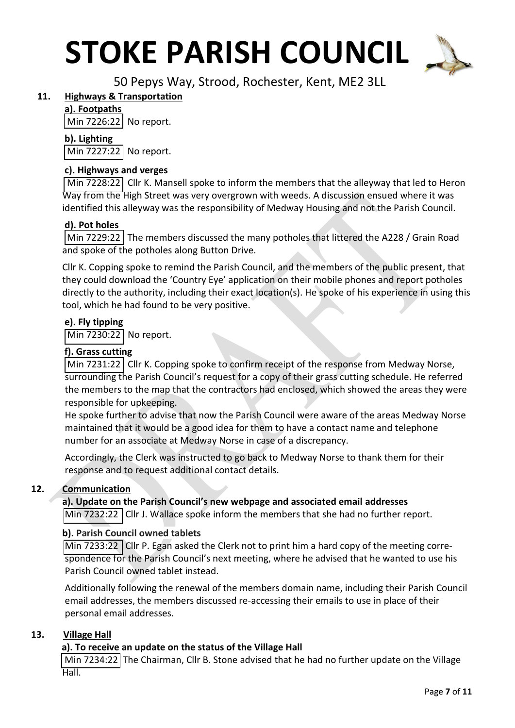# STOKE PARISH COUNCIL

50 Pepys Way, Strood, Rochester, Kent, ME2 3LL

## 11. Highways & Transportation

### a). Footpaths

Min 7226:22 No report.

### b). Lighting

Min 7227:22 No report.

### c). Highways and verges

Min 7228:22 Cllr K. Mansell spoke to inform the members that the alleyway that led to Heron Way from the High Street was very overgrown with weeds. A discussion ensued where it was identified this alleyway was the responsibility of Medway Housing and not the Parish Council.

### d). Pot holes

Min 7229:22 The members discussed the many potholes that littered the A228 / Grain Road and spoke of the potholes along Button Drive.

Cllr K. Copping spoke to remind the Parish Council, and the members of the public present, that they could download the 'Country Eye' application on their mobile phones and report potholes directly to the authority, including their exact location(s). He spoke of his experience in using this tool, which he had found to be very positive.

### e). Fly tipping

Min 7230:22 No report.

### f). Grass cutting

Min 7231:22 Cllr K. Copping spoke to confirm receipt of the response from Medway Norse, surrounding the Parish Council's request for a copy of their grass cutting schedule. He referred the members to the map that the contractors had enclosed, which showed the areas they were responsible for upkeeping.

He spoke further to advise that now the Parish Council were aware of the areas Medway Norse maintained that it would be a good idea for them to have a contact name and telephone number for an associate at Medway Norse in case of a discrepancy.

Accordingly, the Clerk was instructed to go back to Medway Norse to thank them for their response and to request additional contact details.

## 12. Communication

### a). Update on the Parish Council's new webpage and associated email addresses

Min 7232:22 Cllr J. Wallace spoke inform the members that she had no further report.

### b). Parish Council owned tablets

Min 7233:22 Cllr P. Egan asked the Clerk not to print him a hard copy of the meeting correspondence for the Parish Council's next meeting, where he advised that he wanted to use his Parish Council owned tablet instead.

Additionally following the renewal of the members domain name, including their Parish Council email addresses, the members discussed re-accessing their emails to use in place of their personal email addresses.

## 13. Village Hall

### a). To receive an update on the status of the Village Hall

Min 7234:22 The Chairman, Cllr B. Stone advised that he had no further update on the Village Hall.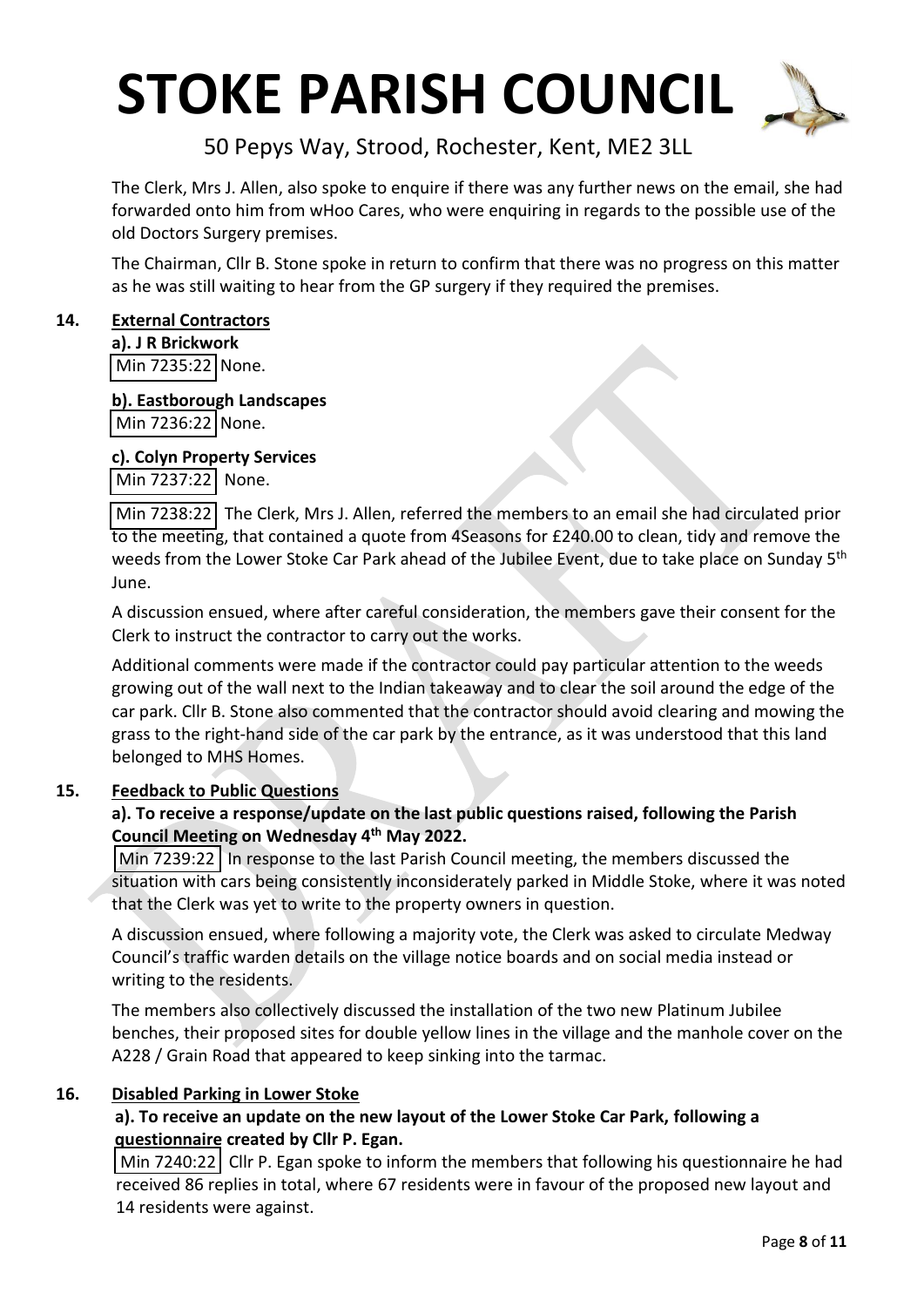The Clerk, Mrs J. Allen, also spoke to enquire if there was any further news on the email, she had forwarded onto him from wHoo Cares, who were enquiring in regards to the possible use of the old Doctors Surgery premises.

The Chairman, Cllr B. Stone spoke in return to confirm that there was no progress on this matter as he was still waiting to hear from the GP surgery if they required the premises.

**14. External Contractors**

**a). J R Brickwork**

Min 7235:22 None.

**b). Eastborough Landscapes**

Min 7236:22 None.

**c). Colyn Property Services**

Min 7237:22 None.

Min 7238:22 The Clerk, Mrs J. Allen, referred the members to an email she had circulated prior to the meeting, that contained a quote from 4Seasons for £240.00 to clean, tidy and remove the weeds from the Lower Stoke Car Park ahead of the Jubilee Event, due to take place on Sunday 5th June.

A discussion ensued, where after careful consideration, the members gave their consent for the Clerk to instruct the contractor to carry out the works.

Additional comments were made if the contractor could pay particular attention to the weeds growing out of the wall next to the Indian takeaway and to clear the soil around the edge of the car park. Cllr B. Stone also commented that the contractor should avoid clearing and mowing the grass to the right-hand side of the car park by the entrance, as it was understood that this land belonged to MHS Homes.

**15. Feedback to Public Questions**

**a). To receive a response/update on the last public questions raised, following the Parish Council Meeting on Wednesday 4th May 2022.**

Min 7239:22 In response to the last Parish Council meeting, the members discussed the situation with cars being consistently inconsiderately parked in Middle Stoke, where it was noted that the Clerk was yet to write to the property owners in question.

A discussion ensued, where following a majority vote, the Clerk was asked to circulate Medway Council's traffic warden details on the village notice boards and on social media instead or writing to the residents.

The members also collectively discussed the installation of the two new Platinum Jubilee benches, their proposed sites for double yellow lines in the village and the manhole cover on the A228 / Grain Road that appeared to keep sinking into the tarmac.

**16. Disabled Parking in Lower Stoke**

**a). To receive an update on the new layout of the Lower Stoke Car Park, following a questionnaire created by Cllr P. Egan.**

Min 7240:22 Cllr P. Egan spoke to inform the members that following his questionnaire he had received 86 replies in total, where 67 residents were in favour of the proposed new layout and 14 residents were against.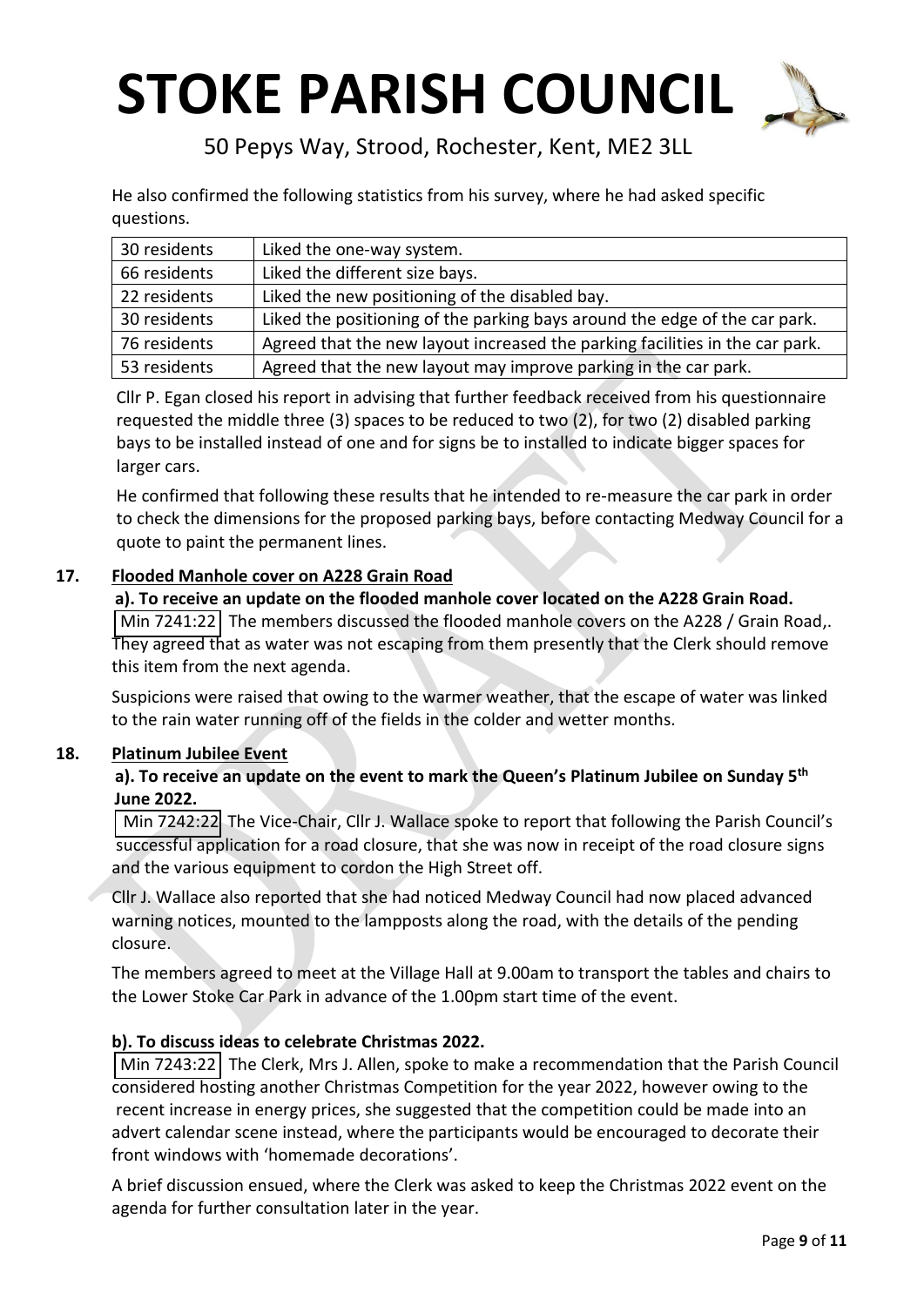He also confirmed the following statistics from his survey, where he had asked specific questions.

| | |
|---|---|
| 30 residents | Liked the one-way system. |
| 66 residents | Liked the different size bays. |
| 22 residents | Liked the new positioning of the disabled bay. |
| 30 residents | Liked the positioning of the parking bays around the edge of the car park. |
| 76 residents | Agreed that the new layout increased the parking facilities in the car park. |
| 53 residents | Agreed that the new layout may improve parking in the car park. |

Cllr P. Egan closed his report in advising that further feedback received from his questionnaire requested the middle three (3) spaces to be reduced to two (2), for two (2) disabled parking bays to be installed instead of one and for signs be to installed to indicate bigger spaces for larger cars.

He confirmed that following these results that he intended to re-measure the car park in order to check the dimensions for the proposed parking bays, before contacting Medway Council for a quote to paint the permanent lines.

**17. Flooded Manhole cover on A228 Grain Road**

**a). To receive an update on the flooded manhole cover located on the A228 Grain Road.**

Min 7241:22 The members discussed the flooded manhole covers on the A228 / Grain Road,. They agreed that as water was not escaping from them presently that the Clerk should remove this item from the next agenda.

Suspicions were raised that owing to the warmer weather, that the escape of water was linked to the rain water running off of the fields in the colder and wetter months.

**18. Platinum Jubilee Event**

**a). To receive an update on the event to mark the Queen's Platinum Jubilee on Sunday 5th June 2022.**

Min 7242:22 The Vice-Chair, Cllr J. Wallace spoke to report that following the Parish Council's successful application for a road closure, that she was now in receipt of the road closure signs and the various equipment to cordon the High Street off.

Cllr J. Wallace also reported that she had noticed Medway Council had now placed advanced warning notices, mounted to the lampposts along the road, with the details of the pending closure.

The members agreed to meet at the Village Hall at 9.00am to transport the tables and chairs to the Lower Stoke Car Park in advance of the 1.00pm start time of the event.

**b). To discuss ideas to celebrate Christmas 2022.**

Min 7243:22 The Clerk, Mrs J. Allen, spoke to make a recommendation that the Parish Council considered hosting another Christmas Competition for the year 2022, however owing to the recent increase in energy prices, she suggested that the competition could be made into an advert calendar scene instead, where the participants would be encouraged to decorate their front windows with 'homemade decorations'.

A brief discussion ensued, where the Clerk was asked to keep the Christmas 2022 event on the agenda for further consultation later in the year.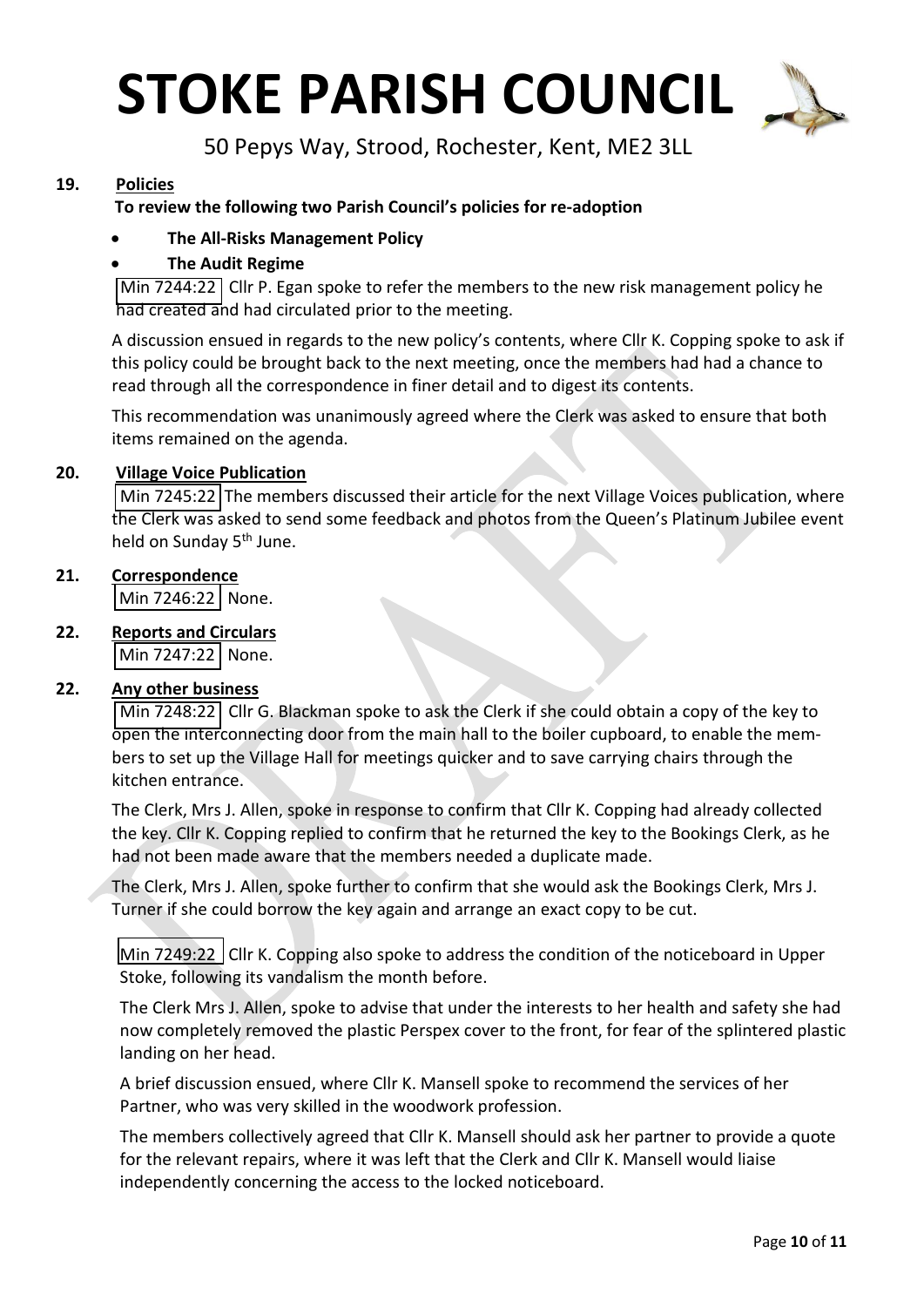# STOKE PARISH COUNCIL

50 Pepys Way, Strood, Rochester, Kent, ME2 3LL

**19. Policies**

**To review the following two Parish Council's policies for re-adoption**

- **The All-Risks Management Policy**
- **The Audit Regime**

Min 7244:22 Cllr P. Egan spoke to refer the members to the new risk management policy he had created and had circulated prior to the meeting.

A discussion ensued in regards to the new policy's contents, where Cllr K. Copping spoke to ask if this policy could be brought back to the next meeting, once the members had had a chance to read through all the correspondence in finer detail and to digest its contents.

This recommendation was unanimously agreed where the Clerk was asked to ensure that both items remained on the agenda.

**20. Village Voice Publication**

Min 7245:22 The members discussed their article for the next Village Voices publication, where the Clerk was asked to send some feedback and photos from the Queen's Platinum Jubilee event held on Sunday 5th June.

**21. Correspondence**

Min 7246:22 None.

**22. Reports and Circulars**

Min 7247:22 None.

**22. Any other business**

Min 7248:22 Cllr G. Blackman spoke to ask the Clerk if she could obtain a copy of the key to open the interconnecting door from the main hall to the boiler cupboard, to enable the members to set up the Village Hall for meetings quicker and to save carrying chairs through the kitchen entrance.

The Clerk, Mrs J. Allen, spoke in response to confirm that Cllr K. Copping had already collected the key. Cllr K. Copping replied to confirm that he returned the key to the Bookings Clerk, as he had not been made aware that the members needed a duplicate made.

The Clerk, Mrs J. Allen, spoke further to confirm that she would ask the Bookings Clerk, Mrs J. Turner if she could borrow the key again and arrange an exact copy to be cut.

Min 7249:22 Cllr K. Copping also spoke to address the condition of the noticeboard in Upper Stoke, following its vandalism the month before.

The Clerk Mrs J. Allen, spoke to advise that under the interests to her health and safety she had now completely removed the plastic Perspex cover to the front, for fear of the splintered plastic landing on her head.

A brief discussion ensued, where Cllr K. Mansell spoke to recommend the services of her Partner, who was very skilled in the woodwork profession.

The members collectively agreed that Cllr K. Mansell should ask her partner to provide a quote for the relevant repairs, where it was left that the Clerk and Cllr K. Mansell would liaise independently concerning the access to the locked noticeboard.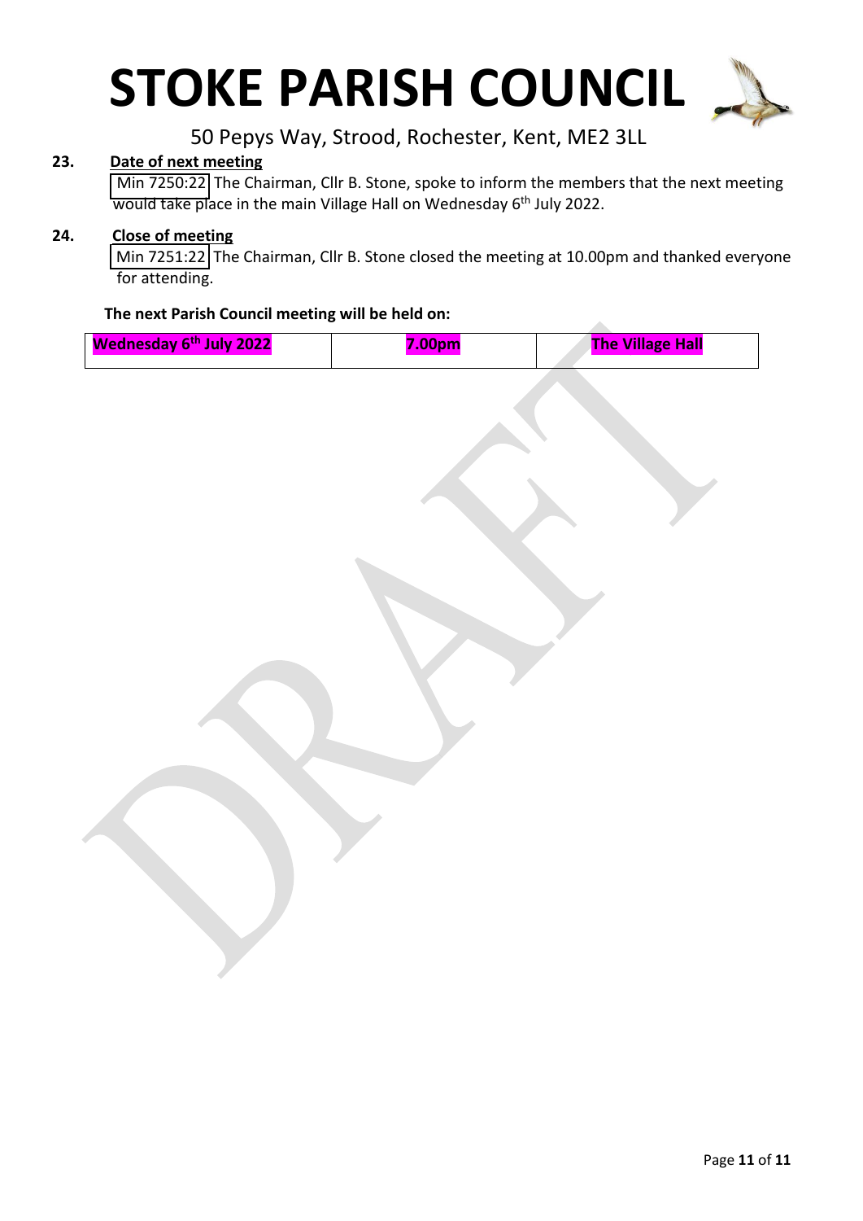# STOKE PARISH COUNCIL

50 Pepys Way, Strood, Rochester, Kent, ME2 3LL

**23. Date of next meeting**

Min 7250:22 The Chairman, Cllr B. Stone, spoke to inform the members that the next meeting would take place in the main Village Hall on Wednesday 6th July 2022.

**24. Close of meeting**

Min 7251:22 The Chairman, Cllr B. Stone closed the meeting at 10.00pm and thanked everyone for attending.

**The next Parish Council meeting will be held on:**

| | | |
|---|---|---|
| **Wednesday 6th July 2022** | **7.00pm** | **The Village Hall** |

DRAFT